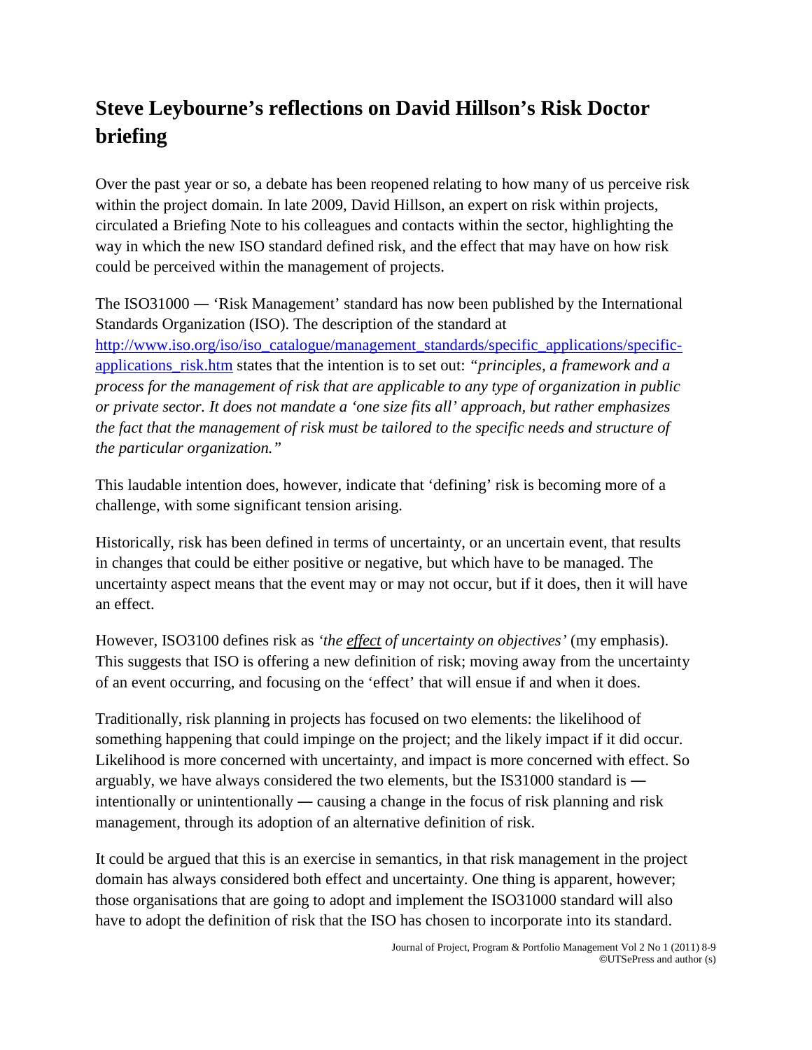# Steve Leybourne's reflections on David Hillson's Risk Doctor briefing

Over the past year or so, a debate has been reopened relating to how many of us perceive risk within the project domain. In late 2009, David Hillson, an expert on risk within projects, circulated a Briefing Note to his colleagues and contacts within the sector, highlighting the way in which the new ISO standard defined risk, and the effect that may have on how risk could be perceived within the management of projects.

The ISO31000 — 'Risk Management' standard has now been published by the International Standards Organization (ISO). The description of the standard at http://www.iso.org/iso/iso_catalogue/management_standards/specific_applications/specific-applications_risk.htm states that the intention is to set out: *"principles, a framework and a process for the management of risk that are applicable to any type of organization in public or private sector. It does not mandate a 'one size fits all' approach, but rather emphasizes the fact that the management of risk must be tailored to the specific needs and structure of the particular organization."*

This laudable intention does, however, indicate that 'defining' risk is becoming more of a challenge, with some significant tension arising.

Historically, risk has been defined in terms of uncertainty, or an uncertain event, that results in changes that could be either positive or negative, but which have to be managed. The uncertainty aspect means that the event may or may not occur, but if it does, then it will have an effect.

However, ISO3100 defines risk as *'the <u>effect</u> of uncertainty on objectives'* (my emphasis). This suggests that ISO is offering a new definition of risk; moving away from the uncertainty of an event occurring, and focusing on the 'effect' that will ensue if and when it does.

Traditionally, risk planning in projects has focused on two elements: the likelihood of something happening that could impinge on the project; and the likely impact if it did occur. Likelihood is more concerned with uncertainty, and impact is more concerned with effect. So arguably, we have always considered the two elements, but the IS31000 standard is — intentionally or unintentionally — causing a change in the focus of risk planning and risk management, through its adoption of an alternative definition of risk.

It could be argued that this is an exercise in semantics, in that risk management in the project domain has always considered both effect and uncertainty. One thing is apparent, however; those organisations that are going to adopt and implement the ISO31000 standard will also have to adopt the definition of risk that the ISO has chosen to incorporate into its standard.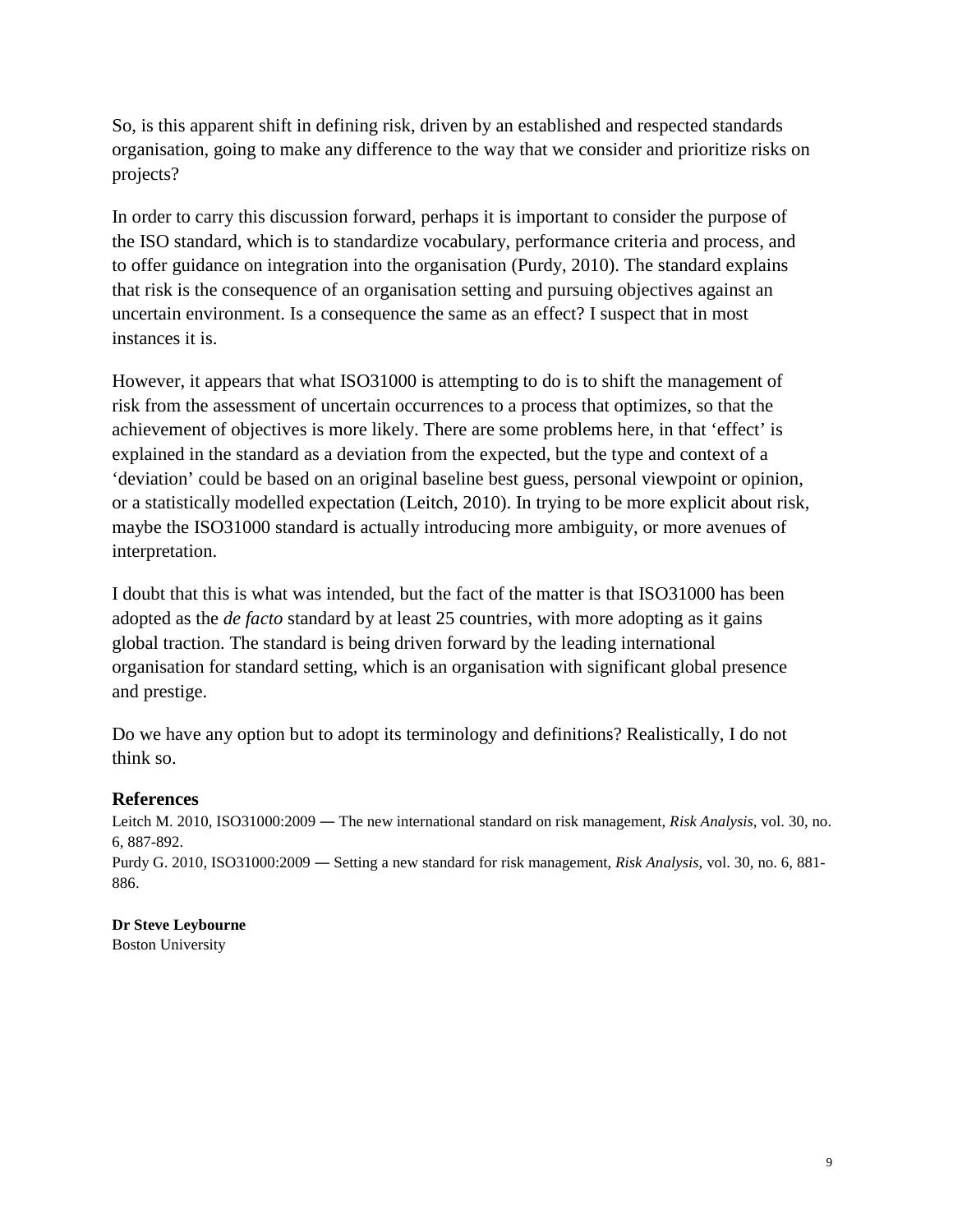So, is this apparent shift in defining risk, driven by an established and respected standards organisation, going to make any difference to the way that we consider and prioritize risks on projects?

In order to carry this discussion forward, perhaps it is important to consider the purpose of the ISO standard, which is to standardize vocabulary, performance criteria and process, and to offer guidance on integration into the organisation (Purdy, 2010). The standard explains that risk is the consequence of an organisation setting and pursuing objectives against an uncertain environment. Is a consequence the same as an effect? I suspect that in most instances it is.

However, it appears that what ISO31000 is attempting to do is to shift the management of risk from the assessment of uncertain occurrences to a process that optimizes, so that the achievement of objectives is more likely. There are some problems here, in that 'effect' is explained in the standard as a deviation from the expected, but the type and context of a 'deviation' could be based on an original baseline best guess, personal viewpoint or opinion, or a statistically modelled expectation (Leitch, 2010). In trying to be more explicit about risk, maybe the ISO31000 standard is actually introducing more ambiguity, or more avenues of interpretation.

I doubt that this is what was intended, but the fact of the matter is that ISO31000 has been adopted as the *de facto* standard by at least 25 countries, with more adopting as it gains global traction. The standard is being driven forward by the leading international organisation for standard setting, which is an organisation with significant global presence and prestige.

Do we have any option but to adopt its terminology and definitions? Realistically, I do not think so.

### References

Leitch M. 2010, ISO31000:2009 — The new international standard on risk management, *Risk Analysis*, vol. 30, no. 6, 887-892.

Purdy G. 2010, ISO31000:2009 — Setting a new standard for risk management, *Risk Analysis*, vol. 30, no. 6, 881-886.

**Dr Steve Leybourne**
Boston University